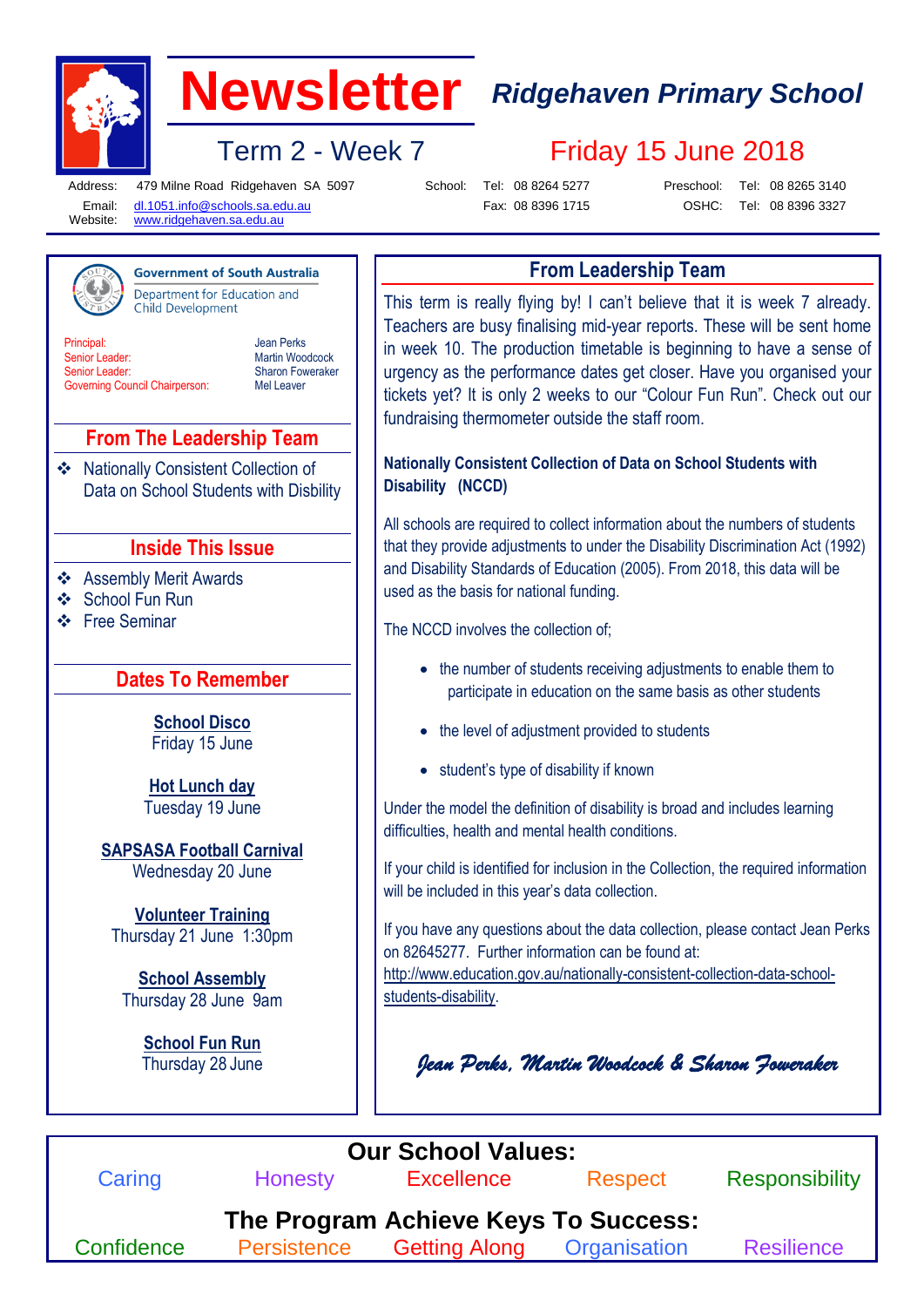# Newsletter

## Ridgehaven Primary School

### Term 2 - Week 7

### Friday 15 June 2018

Address: 479 Milne Road Ridgehaven SA 5097
Email: dl.1051.info@schools.sa.edu.au
Website: www.ridgehaven.sa.edu.au

School: Tel: 08 8264 5277 Fax: 08 8396 1715
Preschool: Tel: 08 8265 3140
OSHC: Tel: 08 8396 3327

Government of South Australia
Department for Education and Child Development

| | |
|---|---|
| Principal: | Jean Perks |
| Senior Leader: | Martin Woodcock |
| Senior Leader: | Sharon Foweraker |
| Governing Council Chairperson: | Mel Leaver |

## From The Leadership Team

- Nationally Consistent Collection of Data on School Students with Disbility

## Inside This Issue

- Assembly Merit Awards
- School Fun Run
- Free Seminar

## Dates To Remember

**School Disco**
Friday 15 June

**Hot Lunch day**
Tuesday 19 June

**SAPSASA Football Carnival**
Wednesday 20 June

**Volunteer Training**
Thursday 21 June 1:30pm

**School Assembly**
Thursday 28 June 9am

**School Fun Run**
Thursday 28 June

## From Leadership Team

This term is really flying by! I can't believe that it is week 7 already. Teachers are busy finalising mid-year reports. These will be sent home in week 10. The production timetable is beginning to have a sense of urgency as the performance dates get closer. Have you organised your tickets yet? It is only 2 weeks to our "Colour Fun Run". Check out our fundraising thermometer outside the staff room.

**Nationally Consistent Collection of Data on School Students with Disability (NCCD)**

All schools are required to collect information about the numbers of students that they provide adjustments to under the Disability Discrimination Act (1992) and Disability Standards of Education (2005). From 2018, this data will be used as the basis for national funding.

The NCCD involves the collection of;

- the number of students receiving adjustments to enable them to participate in education on the same basis as other students
- the level of adjustment provided to students
- student's type of disability if known

Under the model the definition of disability is broad and includes learning difficulties, health and mental health conditions.

If your child is identified for inclusion in the Collection, the required information will be included in this year's data collection.

If you have any questions about the data collection, please contact Jean Perks on 82645277. Further information can be found at: http://www.education.gov.au/nationally-consistent-collection-data-school-students-disability.

*Jean Perks, Martin Woodcock & Sharon Foweraker*

## Our School Values:

Caring Honesty Excellence Respect Responsibility

## The Program Achieve Keys To Success:

Confidence Persistence Getting Along Organisation Resilience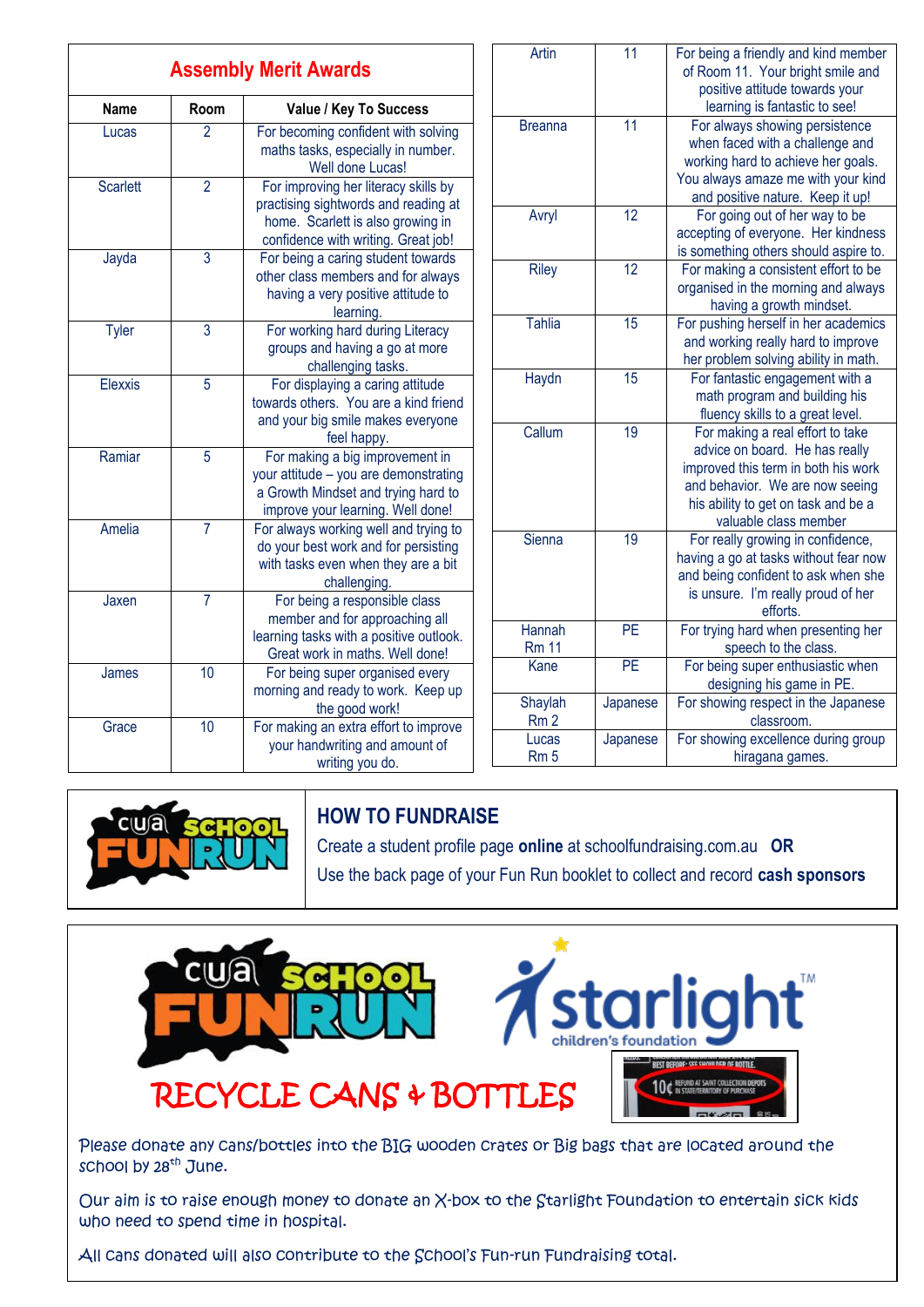## Assembly Merit Awards

| Name | Room | Value / Key To Success |
|---|---|---|
| Lucas | 2 | For becoming confident with solving maths tasks, especially in number. Well done Lucas! |
| Scarlett | 2 | For improving her literacy skills by practising sightwords and reading at home. Scarlett is also growing in confidence with writing. Great job! |
| Jayda | 3 | For being a caring student towards other class members and for always having a very positive attitude to learning. |
| Tyler | 3 | For working hard during Literacy groups and having a go at more challenging tasks. |
| Elexxis | 5 | For displaying a caring attitude towards others. You are a kind friend and your big smile makes everyone feel happy. |
| Ramiar | 5 | For making a big improvement in your attitude – you are demonstrating a Growth Mindset and trying hard to improve your learning. Well done! |
| Amelia | 7 | For always working well and trying to do your best work and for persisting with tasks even when they are a bit challenging. |
| Jaxen | 7 | For being a responsible class member and for approaching all learning tasks with a positive outlook. Great work in maths. Well done! |
| James | 10 | For being super organised every morning and ready to work. Keep up the good work! |
| Grace | 10 | For making an extra effort to improve your handwriting and amount of writing you do. |
| Artin | 11 | For being a friendly and kind member of Room 11. Your bright smile and positive attitude towards your learning is fantastic to see! |
| Breanna | 11 | For always showing persistence when faced with a challenge and working hard to achieve her goals. You always amaze me with your kind and positive nature. Keep it up! |
| Avryl | 12 | For going out of her way to be accepting of everyone. Her kindness is something others should aspire to. |
| Riley | 12 | For making a consistent effort to be organised in the morning and always having a growth mindset. |
| Tahlia | 15 | For pushing herself in her academics and working really hard to improve her problem solving ability in math. |
| Haydn | 15 | For fantastic engagement with a math program and building his fluency skills to a great level. |
| Callum | 19 | For making a real effort to take advice on board. He has really improved this term in both his work and behavior. We are now seeing his ability to get on task and be a valuable class member |
| Sienna | 19 | For really growing in confidence, having a go at tasks without fear now and being confident to ask when she is unsure. I'm really proud of her efforts. |
| Hannah Rm 11 | PE | For trying hard when presenting her speech to the class. |
| Kane | PE | For being super enthusiastic when designing his game in PE. |
| Shaylah Rm 2 | Japanese | For showing respect in the Japanese classroom. |
| Lucas Rm 5 | Japanese | For showing excellence during group hiragana games. |

## HOW TO FUNDRAISE

Create a student profile page **online** at schoolfundraising.com.au **OR**

Use the back page of your Fun Run booklet to collect and record **cash sponsors**

## RECYCLE CANS & BOTTLES

Please donate any cans/bottles into the BIG wooden crates or Big bags that are located around the school by 28th June.

Our aim is to raise enough money to donate an X-box to the Starlight Foundation to entertain sick kids who need to spend time in hospital.

All cans donated will also contribute to the School's Fun-run Fundraising total.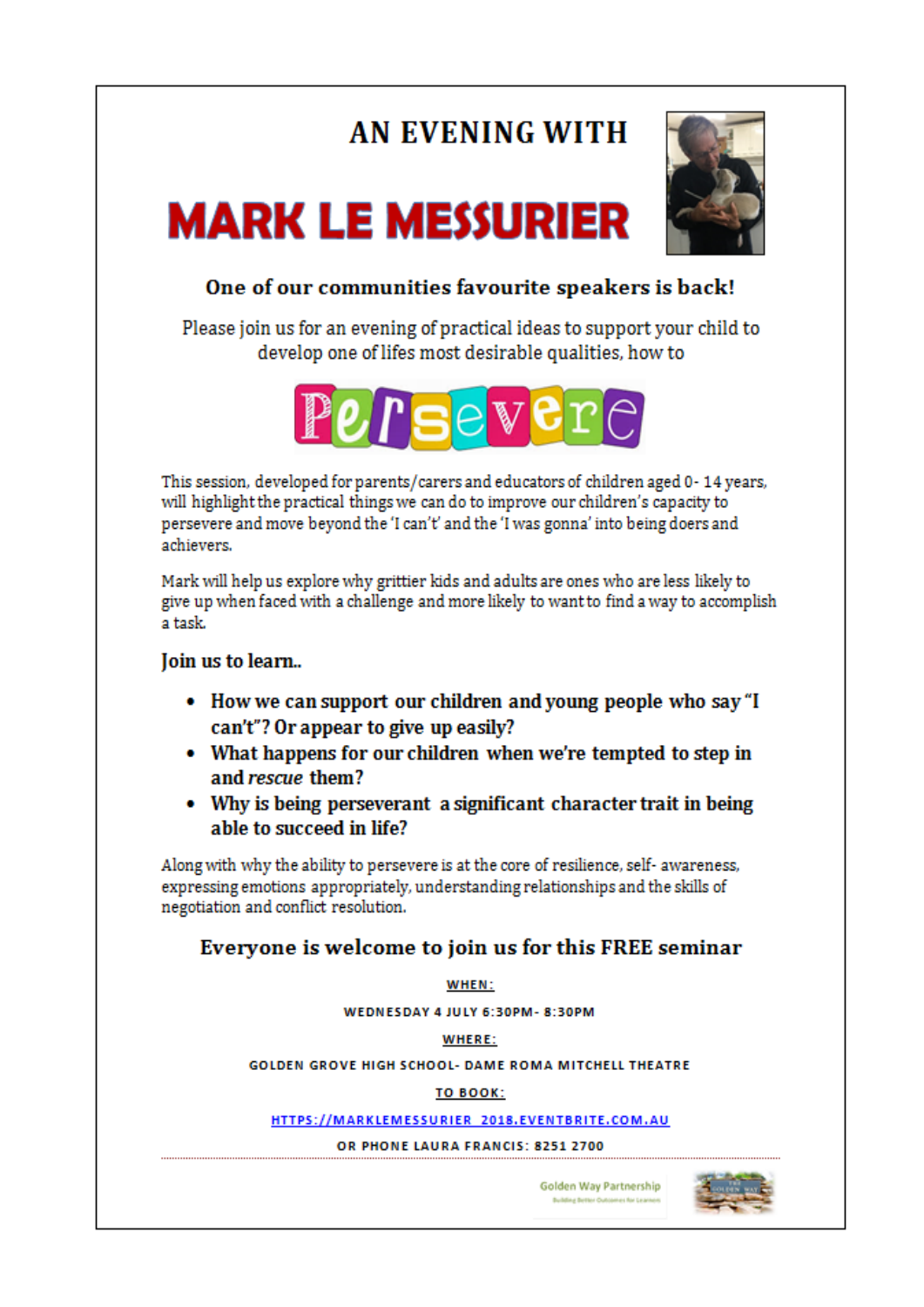# AN EVENING WITH

# MARK LE MESSURIER

**One of our communities favourite speakers is back!**

Please join us for an evening of practical ideas to support your child to develop one of lifes most desirable qualities, how to

## Persevere

This session, developed for parents/carers and educators of children aged 0- 14 years, will highlight the practical things we can do to improve our children's capacity to persevere and move beyond the 'I can't' and the 'I was gonna' into being doers and achievers.

Mark will help us explore why grittier kids and adults are ones who are less likely to give up when faced with a challenge and more likely to want to find a way to accomplish a task.

**Join us to learn..**

- **How we can support our children and young people who say "I can't"? Or appear to give up easily?**
- **What happens for our children when we're tempted to step in and *rescue* them?**
- **Why is being perseverant a significant character trait in being able to succeed in life?**

Along with why the ability to persevere is at the core of resilience, self- awareness, expressing emotions appropriately, understanding relationships and the skills of negotiation and conflict resolution.

**Everyone is welcome to join us for this FREE seminar**

**WHEN:**

WEDNESDAY 4 JULY 6:30PM- 8:30PM

**WHERE:**

GOLDEN GROVE HIGH SCHOOL- DAME ROMA MITCHELL THEATRE

**TO BOOK:**

HTTPS://MARKLEMESSURIER 2018.EVENTBRITE.COM.AU

OR PHONE LAURA FRANCIS: 8251 2700

Golden Way Partnership

Building Better Outcomes for Learners